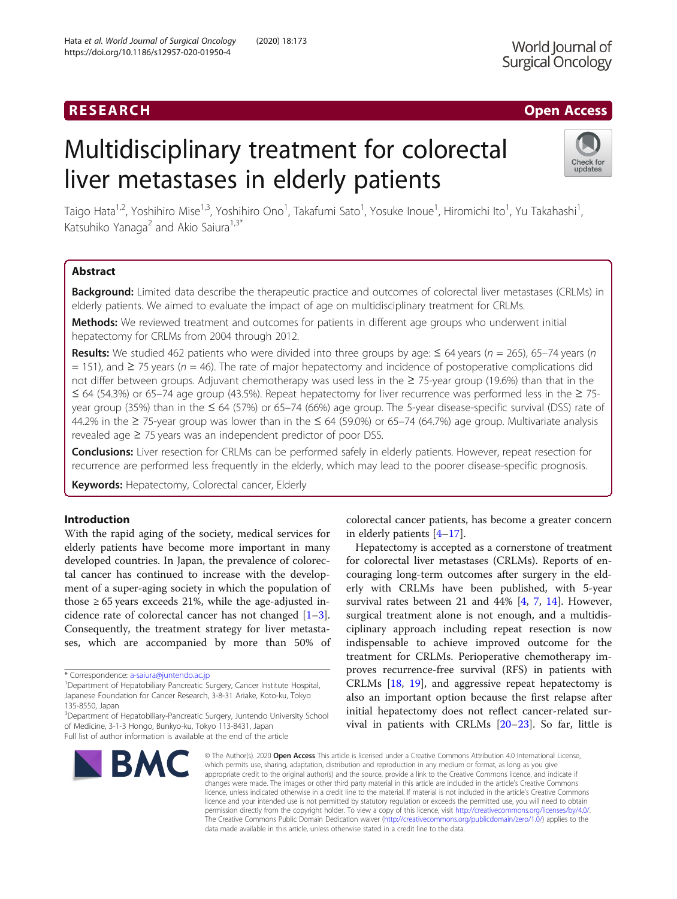RESEARCH Open Access

# Multidisciplinary treatment for colorectal liver metastases in elderly patients

Taigo Hata[1,2], Yoshihiro Mise[1,3], Yoshihiro Ono[1], Takafumi Sato[1], Yosuke Inoue[1], Hiromichi Ito[1], Yu Takahashi[1], Katsuhiko Yanaga[2] and Akio Saiura[1,3*]

## Abstract

**Background:** Limited data describe the therapeutic practice and outcomes of colorectal liver metastases (CRLMs) in elderly patients. We aimed to evaluate the impact of age on multidisciplinary treatment for CRLMs.

**Methods:** We reviewed treatment and outcomes for patients in different age groups who underwent initial hepatectomy for CRLMs from 2004 through 2012.

**Results:** We studied 462 patients who were divided into three groups by age: ≤ 64 years ($n$ = 265), 65–74 years ($n$ = 151), and ≥ 75 years ($n$ = 46). The rate of major hepatectomy and incidence of postoperative complications did not differ between groups. Adjuvant chemotherapy was used less in the ≥ 75-year group (19.6%) than that in the ≤ 64 (54.3%) or 65–74 age group (43.5%). Repeat hepatectomy for liver recurrence was performed less in the ≥ 75-year group (35%) than in the ≤ 64 (57%) or 65–74 (66%) age group. The 5-year disease-specific survival (DSS) rate of 44.2% in the ≥ 75-year group was lower than in the ≤ 64 (59.0%) or 65–74 (64.7%) age group. Multivariate analysis revealed age ≥ 75 years was an independent predictor of poor DSS.

**Conclusions:** Liver resection for CRLMs can be performed safely in elderly patients. However, repeat resection for recurrence are performed less frequently in the elderly, which may lead to the poorer disease-specific prognosis.

**Keywords:** Hepatectomy, Colorectal cancer, Elderly

## Introduction

With the rapid aging of the society, medical services for elderly patients have become more important in many developed countries. In Japan, the prevalence of colorectal cancer has continued to increase with the development of a super-aging society in which the population of those ≥ 65 years exceeds 21%, while the age-adjusted incidence rate of colorectal cancer has not changed [1–3]. Consequently, the treatment strategy for liver metastases, which are accompanied by more than 50% of colorectal cancer patients, has become a greater concern in elderly patients [4–17].

Hepatectomy is accepted as a cornerstone of treatment for colorectal liver metastases (CRLMs). Reports of encouraging long-term outcomes after surgery in the elderly with CRLMs have been published, with 5-year survival rates between 21 and 44% [4, 7, 14]. However, surgical treatment alone is not enough, and a multidisciplinary approach including repeat resection is now indispensable to achieve improved outcome for the treatment for CRLMs. Perioperative chemotherapy improves recurrence-free survival (RFS) in patients with CRLMs [18, 19], and aggressive repeat hepatectomy is also an important option because the first relapse after initial hepatectomy does not reflect cancer-related survival in patients with CRLMs [20–23]. So far, little is

\* Correspondence: a-saiura@juntendo.ac.jp
[1]Department of Hepatobiliary Pancreatic Surgery, Cancer Institute Hospital, Japanese Foundation for Cancer Research, 3-8-31 Ariake, Koto-ku, Tokyo 135-8550, Japan
[3]Department of Hepatobiliary-Pancreatic Surgery, Juntendo University School of Medicine, 3-1-3 Hongo, Bunkyo-ku, Tokyo 113-8431, Japan
Full list of author information is available at the end of the article

© The Author(s). 2020 **Open Access** This article is licensed under a Creative Commons Attribution 4.0 International License, which permits use, sharing, adaptation, distribution and reproduction in any medium or format, as long as you give appropriate credit to the original author(s) and the source, provide a link to the Creative Commons licence, and indicate if changes were made. The images or other third party material in this article are included in the article's Creative Commons licence, unless indicated otherwise in a credit line to the material. If material is not included in the article's Creative Commons licence and your intended use is not permitted by statutory regulation or exceeds the permitted use, you will need to obtain permission directly from the copyright holder. To view a copy of this licence, visit http://creativecommons.org/licenses/by/4.0/. The Creative Commons Public Domain Dedication waiver (http://creativecommons.org/publicdomain/zero/1.0/) applies to the data made available in this article, unless otherwise stated in a credit line to the data.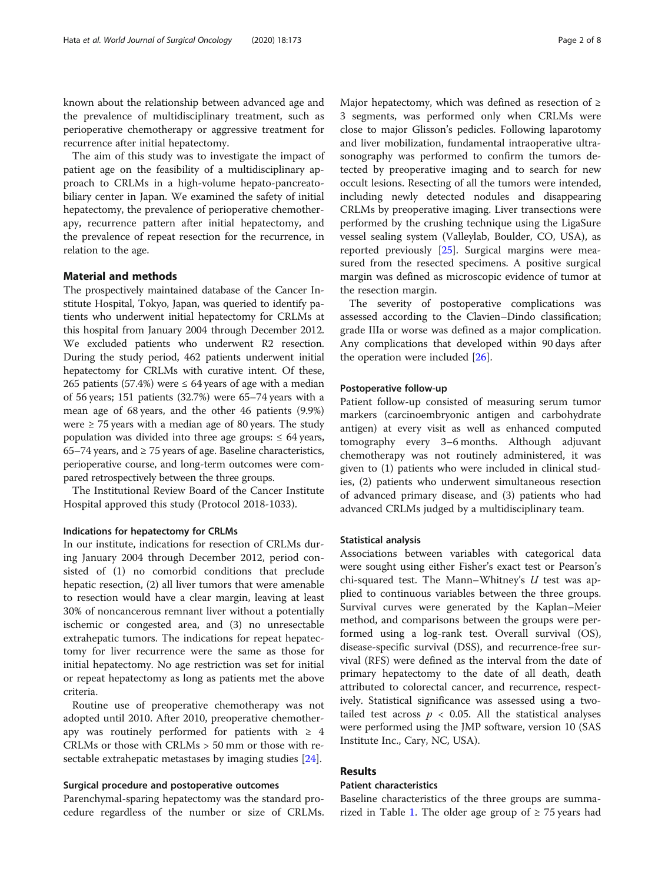known about the relationship between advanced age and the prevalence of multidisciplinary treatment, such as perioperative chemotherapy or aggressive treatment for recurrence after initial hepatectomy.

The aim of this study was to investigate the impact of patient age on the feasibility of a multidisciplinary approach to CRLMs in a high-volume hepato-pancreatobiliary center in Japan. We examined the safety of initial hepatectomy, the prevalence of perioperative chemotherapy, recurrence pattern after initial hepatectomy, and the prevalence of repeat resection for the recurrence, in relation to the age.

## Material and methods

The prospectively maintained database of the Cancer Institute Hospital, Tokyo, Japan, was queried to identify patients who underwent initial hepatectomy for CRLMs at this hospital from January 2004 through December 2012. We excluded patients who underwent R2 resection. During the study period, 462 patients underwent initial hepatectomy for CRLMs with curative intent. Of these, 265 patients (57.4%) were ≤ 64 years of age with a median of 56 years; 151 patients (32.7%) were 65–74 years with a mean age of 68 years, and the other 46 patients (9.9%) were ≥ 75 years with a median age of 80 years. The study population was divided into three age groups: ≤ 64 years, 65–74 years, and ≥ 75 years of age. Baseline characteristics, perioperative course, and long-term outcomes were compared retrospectively between the three groups.

The Institutional Review Board of the Cancer Institute Hospital approved this study (Protocol 2018-1033).

### Indications for hepatectomy for CRLMs

In our institute, indications for resection of CRLMs during January 2004 through December 2012, period consisted of (1) no comorbid conditions that preclude hepatic resection, (2) all liver tumors that were amenable to resection would have a clear margin, leaving at least 30% of noncancerous remnant liver without a potentially ischemic or congested area, and (3) no unresectable extrahepatic tumors. The indications for repeat hepatectomy for liver recurrence were the same as those for initial hepatectomy. No age restriction was set for initial or repeat hepatectomy as long as patients met the above criteria.

Routine use of preoperative chemotherapy was not adopted until 2010. After 2010, preoperative chemotherapy was routinely performed for patients with ≥ 4 CRLMs or those with CRLMs > 50 mm or those with resectable extrahepatic metastases by imaging studies [24].

### Surgical procedure and postoperative outcomes

Parenchymal-sparing hepatectomy was the standard procedure regardless of the number or size of CRLMs. Major hepatectomy, which was defined as resection of ≥ 3 segments, was performed only when CRLMs were close to major Glisson's pedicles. Following laparotomy and liver mobilization, fundamental intraoperative ultrasonography was performed to confirm the tumors detected by preoperative imaging and to search for new occult lesions. Resecting of all the tumors were intended, including newly detected nodules and disappearing CRLMs by preoperative imaging. Liver transections were performed by the crushing technique using the LigaSure vessel sealing system (Valleylab, Boulder, CO, USA), as reported previously [25]. Surgical margins were measured from the resected specimens. A positive surgical margin was defined as microscopic evidence of tumor at the resection margin.

The severity of postoperative complications was assessed according to the Clavien–Dindo classification; grade IIIa or worse was defined as a major complication. Any complications that developed within 90 days after the operation were included [26].

### Postoperative follow-up

Patient follow-up consisted of measuring serum tumor markers (carcinoembryonic antigen and carbohydrate antigen) at every visit as well as enhanced computed tomography every 3–6 months. Although adjuvant chemotherapy was not routinely administered, it was given to (1) patients who were included in clinical studies, (2) patients who underwent simultaneous resection of advanced primary disease, and (3) patients who had advanced CRLMs judged by a multidisciplinary team.

### Statistical analysis

Associations between variables with categorical data were sought using either Fisher's exact test or Pearson's chi-squared test. The Mann–Whitney's $U$ test was applied to continuous variables between the three groups. Survival curves were generated by the Kaplan–Meier method, and comparisons between the groups were performed using a log-rank test. Overall survival (OS), disease-specific survival (DSS), and recurrence-free survival (RFS) were defined as the interval from the date of primary hepatectomy to the date of all death, death attributed to colorectal cancer, and recurrence, respectively. Statistical significance was assessed using a two-tailed test across $p < 0.05$. All the statistical analyses were performed using the JMP software, version 10 (SAS Institute Inc., Cary, NC, USA).

## Results

### Patient characteristics

Baseline characteristics of the three groups are summarized in Table 1. The older age group of ≥ 75 years had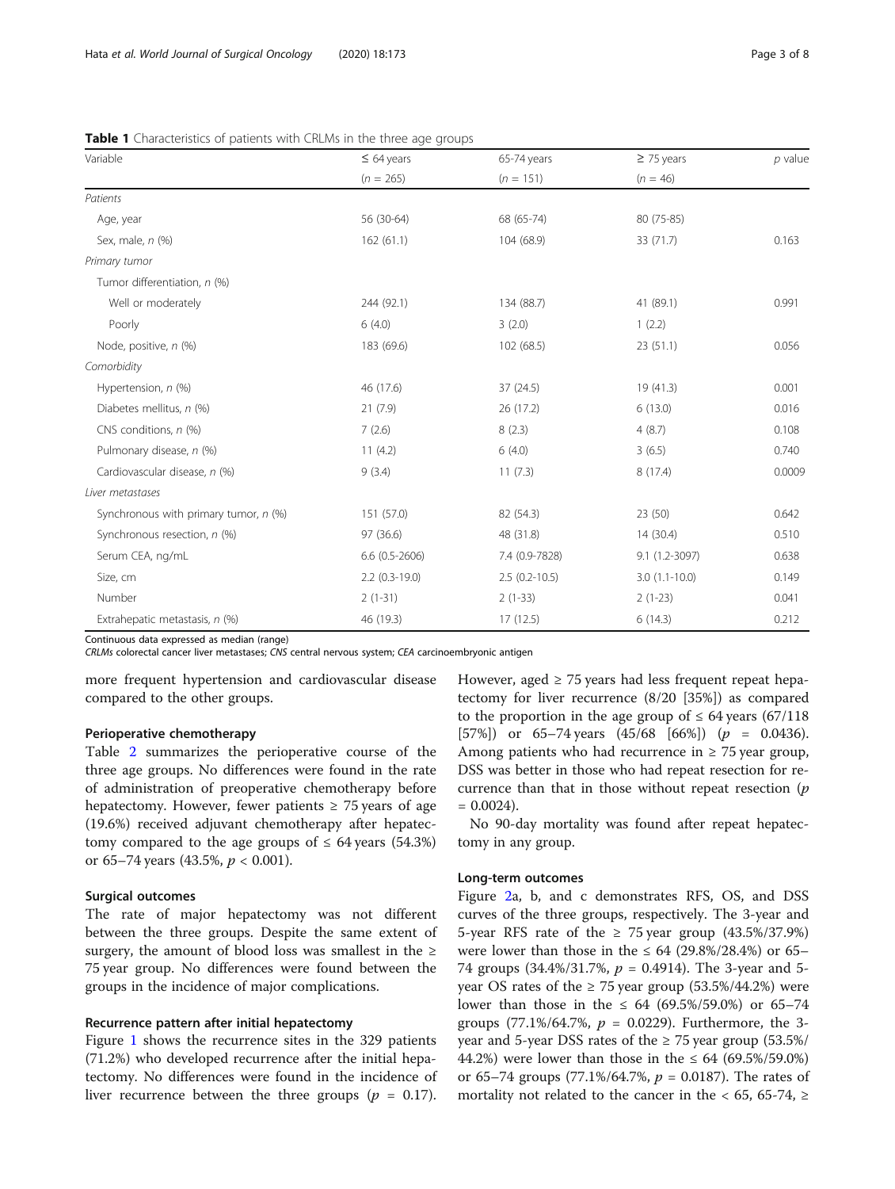**Table 1** Characteristics of patients with CRLMs in the three age groups

| Variable | ≤ 64 years | 65-74 years | ≥ 75 years | *p* value |
|---|---|---|---|---|
| | (*n* = 265) | (*n* = 151) | (*n* = 46) | |
| *Patients* | | | | |
| Age, year | 56 (30-64) | 68 (65-74) | 80 (75-85) | |
| Sex, male, *n* (%) | 162 (61.1) | 104 (68.9) | 33 (71.7) | 0.163 |
| *Primary tumor* | | | | |
| Tumor differentiation, *n* (%) | | | | |
| Well or moderately | 244 (92.1) | 134 (88.7) | 41 (89.1) | 0.991 |
| Poorly | 6 (4.0) | 3 (2.0) | 1 (2.2) | |
| Node, positive, *n* (%) | 183 (69.6) | 102 (68.5) | 23 (51.1) | 0.056 |
| *Comorbidity* | | | | |
| Hypertension, *n* (%) | 46 (17.6) | 37 (24.5) | 19 (41.3) | 0.001 |
| Diabetes mellitus, *n* (%) | 21 (7.9) | 26 (17.2) | 6 (13.0) | 0.016 |
| CNS conditions, *n* (%) | 7 (2.6) | 8 (2.3) | 4 (8.7) | 0.108 |
| Pulmonary disease, *n* (%) | 11 (4.2) | 6 (4.0) | 3 (6.5) | 0.740 |
| Cardiovascular disease, *n* (%) | 9 (3.4) | 11 (7.3) | 8 (17.4) | 0.0009 |
| *Liver metastases* | | | | |
| Synchronous with primary tumor, *n* (%) | 151 (57.0) | 82 (54.3) | 23 (50) | 0.642 |
| Synchronous resection, *n* (%) | 97 (36.6) | 48 (31.8) | 14 (30.4) | 0.510 |
| Serum CEA, ng/mL | 6.6 (0.5-2606) | 7.4 (0.9-7828) | 9.1 (1.2-3097) | 0.638 |
| Size, cm | 2.2 (0.3-19.0) | 2.5 (0.2-10.5) | 3.0 (1.1-10.0) | 0.149 |
| Number | 2 (1-31) | 2 (1-33) | 2 (1-23) | 0.041 |
| Extrahepatic metastasis, *n* (%) | 46 (19.3) | 17 (12.5) | 6 (14.3) | 0.212 |

Continuous data expressed as median (range)
*CRLMs* colorectal cancer liver metastases; *CNS* central nervous system; *CEA* carcinoembryonic antigen

more frequent hypertension and cardiovascular disease compared to the other groups.

#### Perioperative chemotherapy

Table 2 summarizes the perioperative course of the three age groups. No differences were found in the rate of administration of preoperative chemotherapy before hepatectomy. However, fewer patients ≥ 75 years of age (19.6%) received adjuvant chemotherapy after hepatectomy compared to the age groups of ≤ 64 years (54.3%) or 65–74 years (43.5%, $p < 0.001$).

#### Surgical outcomes

The rate of major hepatectomy was not different between the three groups. Despite the same extent of surgery, the amount of blood loss was smallest in the ≥ 75 year group. No differences were found between the groups in the incidence of major complications.

#### Recurrence pattern after initial hepatectomy

Figure 1 shows the recurrence sites in the 329 patients (71.2%) who developed recurrence after the initial hepatectomy. No differences were found in the incidence of liver recurrence between the three groups ($p$ = 0.17). However, aged ≥ 75 years had less frequent repeat hepatectomy for liver recurrence (8/20 [35%]) as compared to the proportion in the age group of ≤ 64 years (67/118 [57%]) or 65–74 years (45/68 [66%]) ($p$ = 0.0436). Among patients who had recurrence in ≥ 75 year group, DSS was better in those who had repeat resection for recurrence than that in those without repeat resection ($p$ = 0.0024).

No 90-day mortality was found after repeat hepatectomy in any group.

#### Long-term outcomes

Figure 2a, b, and c demonstrates RFS, OS, and DSS curves of the three groups, respectively. The 3-year and 5-year RFS rate of the ≥ 75 year group (43.5%/37.9%) were lower than those in the ≤ 64 (29.8%/28.4%) or 65–74 groups (34.4%/31.7%, $p$ = 0.4914). The 3-year and 5-year OS rates of the ≥ 75 year group (53.5%/44.2%) were lower than those in the ≤ 64 (69.5%/59.0%) or 65–74 groups (77.1%/64.7%, $p$ = 0.0229). Furthermore, the 3-year and 5-year DSS rates of the ≥ 75 year group (53.5%/44.2%) were lower than those in the ≤ 64 (69.5%/59.0%) or 65–74 groups (77.1%/64.7%, $p$ = 0.0187). The rates of mortality not related to the cancer in the < 65, 65-74, ≥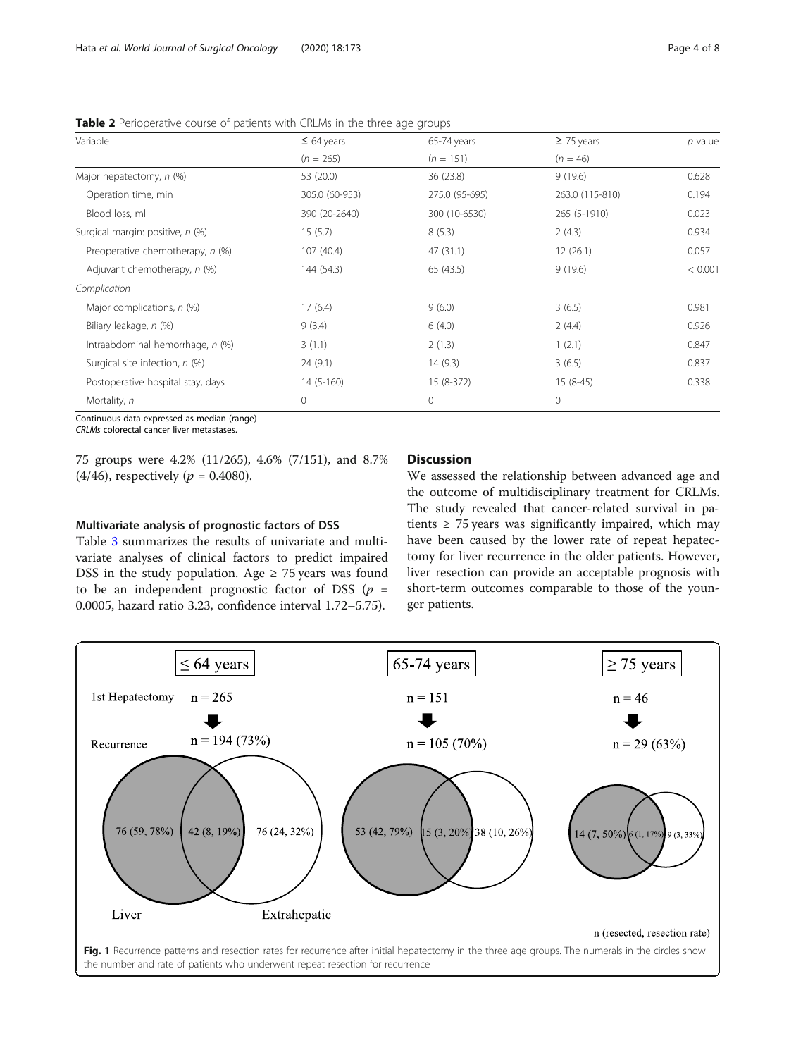**Table 2** Perioperative course of patients with CRLMs in the three age groups

| Variable | ≤ 64 years | 65-74 years | ≥ 75 years | *p* value |
|---|---|---|---|---|
| | (*n* = 265) | (*n* = 151) | (*n* = 46) | |
| Major hepatectomy, *n* (%) | 53 (20.0) | 36 (23.8) | 9 (19.6) | 0.628 |
| Operation time, min | 305.0 (60-953) | 275.0 (95-695) | 263.0 (115-810) | 0.194 |
| Blood loss, ml | 390 (20-2640) | 300 (10-6530) | 265 (5-1910) | 0.023 |
| Surgical margin: positive, *n* (%) | 15 (5.7) | 8 (5.3) | 2 (4.3) | 0.934 |
| Preoperative chemotherapy, *n* (%) | 107 (40.4) | 47 (31.1) | 12 (26.1) | 0.057 |
| Adjuvant chemotherapy, *n* (%) | 144 (54.3) | 65 (43.5) | 9 (19.6) | < 0.001 |
| *Complication* | | | | |
| Major complications, *n* (%) | 17 (6.4) | 9 (6.0) | 3 (6.5) | 0.981 |
| Biliary leakage, *n* (%) | 9 (3.4) | 6 (4.0) | 2 (4.4) | 0.926 |
| Intraabdominal hemorrhage, *n* (%) | 3 (1.1) | 2 (1.3) | 1 (2.1) | 0.847 |
| Surgical site infection, *n* (%) | 24 (9.1) | 14 (9.3) | 3 (6.5) | 0.837 |
| Postoperative hospital stay, days | 14 (5-160) | 15 (8-372) | 15 (8-45) | 0.338 |
| Mortality, *n* | 0 | 0 | 0 | |

Continuous data expressed as median (range)
*CRLMs* colorectal cancer liver metastases.

75 groups were 4.2% (11/265), 4.6% (7/151), and 8.7% (4/46), respectively ($p$ = 0.4080).

### Multivariate analysis of prognostic factors of DSS

Table 3 summarizes the results of univariate and multivariate analyses of clinical factors to predict impaired DSS in the study population. Age ≥ 75 years was found to be an independent prognostic factor of DSS ($p$ = 0.0005, hazard ratio 3.23, confidence interval 1.72–5.75).

## Discussion

We assessed the relationship between advanced age and the outcome of multidisciplinary treatment for CRLMs. The study revealed that cancer-related survival in patients ≥ 75 years was significantly impaired, which may have been caused by the lower rate of repeat hepatectomy for liver recurrence in the older patients. However, liver resection can provide an acceptable prognosis with short-term outcomes comparable to those of the younger patients.

**Fig. 1** Recurrence patterns and resection rates for recurrence after initial hepatectomy in the three age groups. The numerals in the circles show the number and rate of patients who underwent repeat resection for recurrence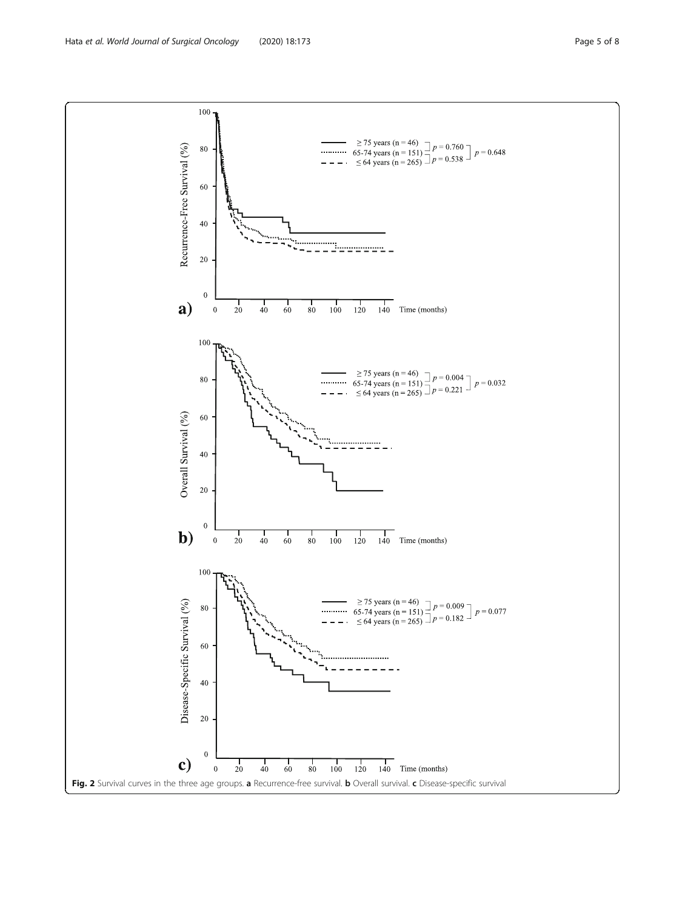Fig. 2 Survival curves in the three age groups. **a** Recurrence-free survival. **b** Overall survival. **c** Disease-specific survival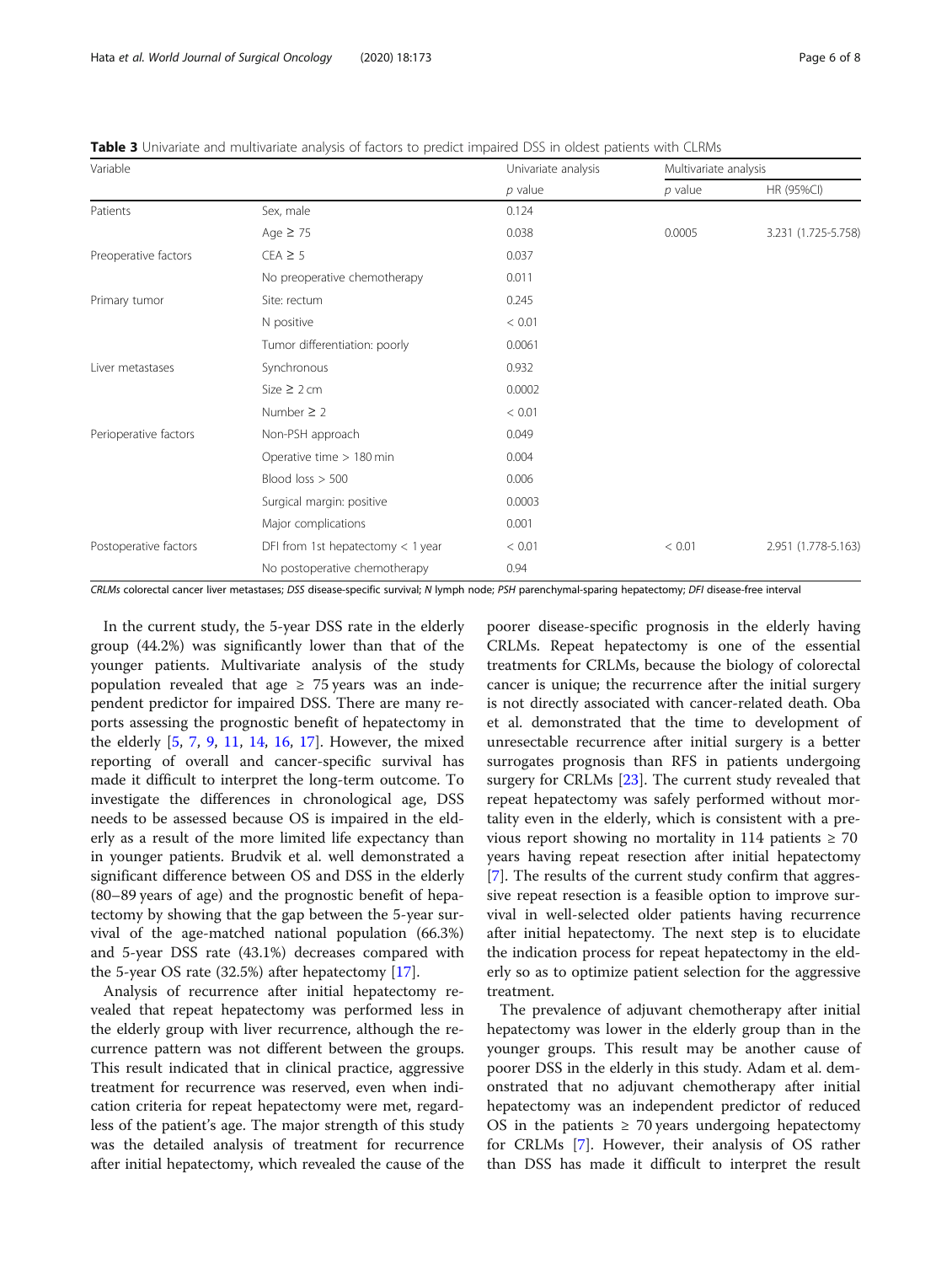**Table 3** Univariate and multivariate analysis of factors to predict impaired DSS in oldest patients with CLRMs

| Variable | | Univariate analysis | Multivariate analysis | |
|---|---|---|---|---|
| | | *p* value | *p* value | HR (95%CI) |
| Patients | Sex, male | 0.124 | | |
| | Age ≥ 75 | 0.038 | 0.0005 | 3.231 (1.725-5.758) |
| Preoperative factors | CEA ≥ 5 | 0.037 | | |
| | No preoperative chemotherapy | 0.011 | | |
| Primary tumor | Site: rectum | 0.245 | | |
| | N positive | < 0.01 | | |
| | Tumor differentiation: poorly | 0.0061 | | |
| Liver metastases | Synchronous | 0.932 | | |
| | Size ≥ 2 cm | 0.0002 | | |
| | Number ≥ 2 | < 0.01 | | |
| Perioperative factors | Non-PSH approach | 0.049 | | |
| | Operative time > 180 min | 0.004 | | |
| | Blood loss > 500 | 0.006 | | |
| | Surgical margin: positive | 0.0003 | | |
| | Major complications | 0.001 | | |
| Postoperative factors | DFI from 1st hepatectomy < 1 year | < 0.01 | < 0.01 | 2.951 (1.778-5.163) |
| | No postoperative chemotherapy | 0.94 | | |

*CRLMs* colorectal cancer liver metastases; *DSS* disease-specific survival; *N* lymph node; *PSH* parenchymal-sparing hepatectomy; *DFI* disease-free interval

In the current study, the 5-year DSS rate in the elderly group (44.2%) was significantly lower than that of the younger patients. Multivariate analysis of the study population revealed that age ≥ 75 years was an independent predictor for impaired DSS. There are many reports assessing the prognostic benefit of hepatectomy in the elderly [5, 7, 9, 11, 14, 16, 17]. However, the mixed reporting of overall and cancer-specific survival has made it difficult to interpret the long-term outcome. To investigate the differences in chronological age, DSS needs to be assessed because OS is impaired in the elderly as a result of the more limited life expectancy than in younger patients. Brudvik et al. well demonstrated a significant difference between OS and DSS in the elderly (80–89 years of age) and the prognostic benefit of hepatectomy by showing that the gap between the 5-year survival of the age-matched national population (66.3%) and 5-year DSS rate (43.1%) decreases compared with the 5-year OS rate (32.5%) after hepatectomy [17].

Analysis of recurrence after initial hepatectomy revealed that repeat hepatectomy was performed less in the elderly group with liver recurrence, although the recurrence pattern was not different between the groups. This result indicated that in clinical practice, aggressive treatment for recurrence was reserved, even when indication criteria for repeat hepatectomy were met, regardless of the patient's age. The major strength of this study was the detailed analysis of treatment for recurrence after initial hepatectomy, which revealed the cause of the poorer disease-specific prognosis in the elderly having CRLMs. Repeat hepatectomy is one of the essential treatments for CRLMs, because the biology of colorectal cancer is unique; the recurrence after the initial surgery is not directly associated with cancer-related death. Oba et al. demonstrated that the time to development of unresectable recurrence after initial surgery is a better surrogates prognosis than RFS in patients undergoing surgery for CRLMs [23]. The current study revealed that repeat hepatectomy was safely performed without mortality even in the elderly, which is consistent with a previous report showing no mortality in 114 patients ≥ 70 years having repeat resection after initial hepatectomy [7]. The results of the current study confirm that aggressive repeat resection is a feasible option to improve survival in well-selected older patients having recurrence after initial hepatectomy. The next step is to elucidate the indication process for repeat hepatectomy in the elderly so as to optimize patient selection for the aggressive treatment.

The prevalence of adjuvant chemotherapy after initial hepatectomy was lower in the elderly group than in the younger groups. This result may be another cause of poorer DSS in the elderly in this study. Adam et al. demonstrated that no adjuvant chemotherapy after initial hepatectomy was an independent predictor of reduced OS in the patients ≥ 70 years undergoing hepatectomy for CRLMs [7]. However, their analysis of OS rather than DSS has made it difficult to interpret the result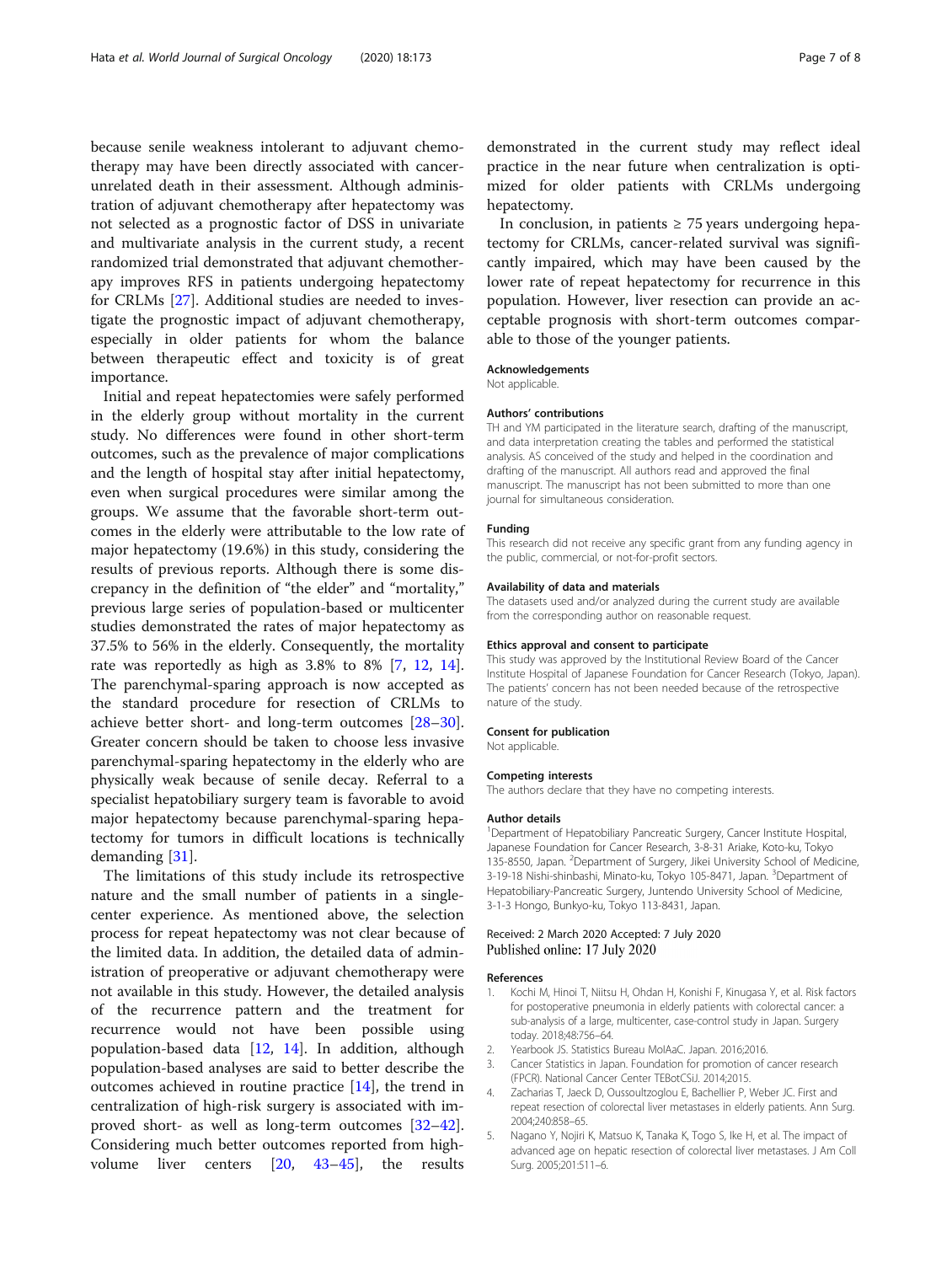because senile weakness intolerant to adjuvant chemotherapy may have been directly associated with cancer-unrelated death in their assessment. Although administration of adjuvant chemotherapy after hepatectomy was not selected as a prognostic factor of DSS in univariate and multivariate analysis in the current study, a recent randomized trial demonstrated that adjuvant chemotherapy improves RFS in patients undergoing hepatectomy for CRLMs [27]. Additional studies are needed to investigate the prognostic impact of adjuvant chemotherapy, especially in older patients for whom the balance between therapeutic effect and toxicity is of great importance.

Initial and repeat hepatectomies were safely performed in the elderly group without mortality in the current study. No differences were found in other short-term outcomes, such as the prevalence of major complications and the length of hospital stay after initial hepatectomy, even when surgical procedures were similar among the groups. We assume that the favorable short-term outcomes in the elderly were attributable to the low rate of major hepatectomy (19.6%) in this study, considering the results of previous reports. Although there is some discrepancy in the definition of "the elder" and "mortality," previous large series of population-based or multicenter studies demonstrated the rates of major hepatectomy as 37.5% to 56% in the elderly. Consequently, the mortality rate was reportedly as high as 3.8% to 8% [7, 12, 14]. The parenchymal-sparing approach is now accepted as the standard procedure for resection of CRLMs to achieve better short- and long-term outcomes [28–30]. Greater concern should be taken to choose less invasive parenchymal-sparing hepatectomy in the elderly who are physically weak because of senile decay. Referral to a specialist hepatobiliary surgery team is favorable to avoid major hepatectomy because parenchymal-sparing hepatectomy for tumors in difficult locations is technically demanding [31].

The limitations of this study include its retrospective nature and the small number of patients in a single-center experience. As mentioned above, the selection process for repeat hepatectomy was not clear because of the limited data. In addition, the detailed data of administration of preoperative or adjuvant chemotherapy were not available in this study. However, the detailed analysis of the recurrence pattern and the treatment for recurrence would not have been possible using population-based data [12, 14]. In addition, although population-based analyses are said to better describe the outcomes achieved in routine practice [14], the trend in centralization of high-risk surgery is associated with improved short- as well as long-term outcomes [32–42]. Considering much better outcomes reported from high-volume liver centers [20, 43–45], the results demonstrated in the current study may reflect ideal practice in the near future when centralization is optimized for older patients with CRLMs undergoing hepatectomy.

In conclusion, in patients ≥ 75 years undergoing hepatectomy for CRLMs, cancer-related survival was significantly impaired, which may have been caused by the lower rate of repeat hepatectomy for recurrence in this population. However, liver resection can provide an acceptable prognosis with short-term outcomes comparable to those of the younger patients.

#### Acknowledgements
Not applicable.

#### Authors' contributions
TH and YM participated in the literature search, drafting of the manuscript, and data interpretation creating the tables and performed the statistical analysis. AS conceived of the study and helped in the coordination and drafting of the manuscript. All authors read and approved the final manuscript. The manuscript has not been submitted to more than one journal for simultaneous consideration.

#### Funding
This research did not receive any specific grant from any funding agency in the public, commercial, or not-for-profit sectors.

#### Availability of data and materials
The datasets used and/or analyzed during the current study are available from the corresponding author on reasonable request.

#### Ethics approval and consent to participate
This study was approved by the Institutional Review Board of the Cancer Institute Hospital of Japanese Foundation for Cancer Research (Tokyo, Japan). The patients' concern has not been needed because of the retrospective nature of the study.

#### Consent for publication
Not applicable.

#### Competing interests
The authors declare that they have no competing interests.

#### Author details
[1]Department of Hepatobiliary Pancreatic Surgery, Cancer Institute Hospital, Japanese Foundation for Cancer Research, 3-8-31 Ariake, Koto-ku, Tokyo 135-8550, Japan. [2]Department of Surgery, Jikei University School of Medicine, 3-19-18 Nishi-shinbashi, Minato-ku, Tokyo 105-8471, Japan. [3]Department of Hepatobiliary-Pancreatic Surgery, Juntendo University School of Medicine, 3-1-3 Hongo, Bunkyo-ku, Tokyo 113-8431, Japan.

Received: 2 March 2020 Accepted: 7 July 2020
Published online: 17 July 2020

#### References
1. Kochi M, Hinoi T, Niitsu H, Ohdan H, Konishi F, Kinugasa Y, et al. Risk factors for postoperative pneumonia in elderly patients with colorectal cancer: a sub-analysis of a large, multicenter, case-control study in Japan. Surgery today. 2018;48:756–64.
2. Yearbook JS. Statistics Bureau MoIAaC. Japan. 2016;2016.
3. Cancer Statistics in Japan. Foundation for promotion of cancer research (FPCR). National Cancer Center TEBotCSiJ. 2014;2015.
4. Zacharias T, Jaeck D, Oussoultzoglou E, Bachellier P, Weber JC. First and repeat resection of colorectal liver metastases in elderly patients. Ann Surg. 2004;240:858–65.
5. Nagano Y, Nojiri K, Matsuo K, Tanaka K, Togo S, Ike H, et al. The impact of advanced age on hepatic resection of colorectal liver metastases. J Am Coll Surg. 2005;201:511–6.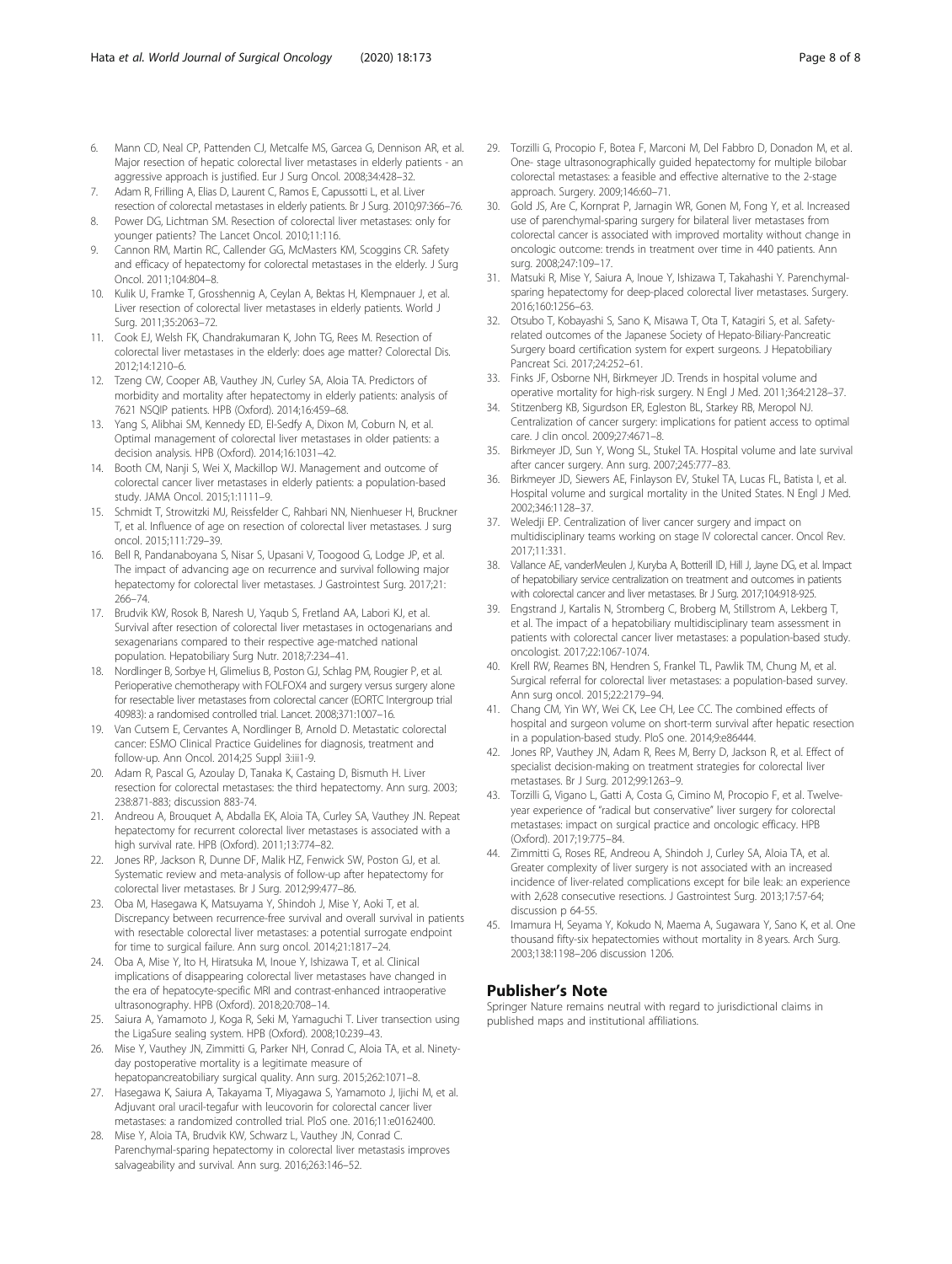6. Mann CD, Neal CP, Pattenden CJ, Metcalfe MS, Garcea G, Dennison AR, et al. Major resection of hepatic colorectal liver metastases in elderly patients - an aggressive approach is justified. Eur J Surg Oncol. 2008;34:428–32.
7. Adam R, Frilling A, Elias D, Laurent C, Ramos E, Capussotti L, et al. Liver resection of colorectal metastases in elderly patients. Br J Surg. 2010;97:366–76.
8. Power DG, Lichtman SM. Resection of colorectal liver metastases: only for younger patients? The Lancet Oncol. 2010;11:116.
9. Cannon RM, Martin RC, Callender GG, McMasters KM, Scoggins CR. Safety and efficacy of hepatectomy for colorectal metastases in the elderly. J Surg Oncol. 2011;104:804–8.
10. Kulik U, Framke T, Grosshennig A, Ceylan A, Bektas H, Klempnauer J, et al. Liver resection of colorectal liver metastases in elderly patients. World J Surg. 2011;35:2063–72.
11. Cook EJ, Welsh FK, Chandrakumaran K, John TG, Rees M. Resection of colorectal liver metastases in the elderly: does age matter? Colorectal Dis. 2012;14:1210–6.
12. Tzeng CW, Cooper AB, Vauthey JN, Curley SA, Aloia TA. Predictors of morbidity and mortality after hepatectomy in elderly patients: analysis of 7621 NSQIP patients. HPB (Oxford). 2014;16:459–68.
13. Yang S, Alibhai SM, Kennedy ED, El-Sedfy A, Dixon M, Coburn N, et al. Optimal management of colorectal liver metastases in older patients: a decision analysis. HPB (Oxford). 2014;16:1031–42.
14. Booth CM, Nanji S, Wei X, Mackillop WJ. Management and outcome of colorectal cancer liver metastases in elderly patients: a population-based study. JAMA Oncol. 2015;1:1111–9.
15. Schmidt T, Strowitzki MJ, Reissfelder C, Rahbari NN, Nienhueser H, Bruckner T, et al. Influence of age on resection of colorectal liver metastases. J surg oncol. 2015;111:729–39.
16. Bell R, Pandanaboyana S, Nisar S, Upasani V, Toogood G, Lodge JP, et al. The impact of advancing age on recurrence and survival following major hepatectomy for colorectal liver metastases. J Gastrointest Surg. 2017;21: 266–74.
17. Brudvik KW, Rosok B, Naresh U, Yaqub S, Fretland AA, Labori KJ, et al. Survival after resection of colorectal liver metastases in octogenarians and sexagenarians compared to their respective age-matched national population. Hepatobiliary Surg Nutr. 2018;7:234–41.
18. Nordlinger B, Sorbye H, Glimelius B, Poston GJ, Schlag PM, Rougier P, et al. Perioperative chemotherapy with FOLFOX4 and surgery versus surgery alone for resectable liver metastases from colorectal cancer (EORTC Intergroup trial 40983): a randomised controlled trial. Lancet. 2008;371:1007–16.
19. Van Cutsem E, Cervantes A, Nordlinger B, Arnold D. Metastatic colorectal cancer: ESMO Clinical Practice Guidelines for diagnosis, treatment and follow-up. Ann Oncol. 2014;25 Suppl 3:iii1-9.
20. Adam R, Pascal G, Azoulay D, Tanaka K, Castaing D, Bismuth H. Liver resection for colorectal metastases: the third hepatectomy. Ann surg. 2003; 238:871-883; discussion 883-74.
21. Andreou A, Brouquet A, Abdalla EK, Aloia TA, Curley SA, Vauthey JN. Repeat hepatectomy for recurrent colorectal liver metastases is associated with a high survival rate. HPB (Oxford). 2011;13:774–82.
22. Jones RP, Jackson R, Dunne DF, Malik HZ, Fenwick SW, Poston GJ, et al. Systematic review and meta-analysis of follow-up after hepatectomy for colorectal liver metastases. Br J Surg. 2012;99:477–86.
23. Oba M, Hasegawa K, Matsuyama Y, Shindoh J, Mise Y, Aoki T, et al. Discrepancy between recurrence-free survival and overall survival in patients with resectable colorectal liver metastases: a potential surrogate endpoint for time to surgical failure. Ann surg oncol. 2014;21:1817–24.
24. Oba A, Mise Y, Ito H, Hiratsuka M, Inoue Y, Ishizawa T, et al. Clinical implications of disappearing colorectal liver metastases have changed in the era of hepatocyte-specific MRI and contrast-enhanced intraoperative ultrasonography. HPB (Oxford). 2018;20:708–14.
25. Saiura A, Yamamoto J, Koga R, Seki M, Yamaguchi T. Liver transection using the LigaSure sealing system. HPB (Oxford). 2008;10:239–43.
26. Mise Y, Vauthey JN, Zimmitti G, Parker NH, Conrad C, Aloia TA, et al. Ninety-day postoperative mortality is a legitimate measure of hepatopancreatobiliary surgical quality. Ann surg. 2015;262:1071–8.
27. Hasegawa K, Saiura A, Takayama T, Miyagawa S, Yamamoto J, Ijichi M, et al. Adjuvant oral uracil-tegafur with leucovorin for colorectal cancer liver metastases: a randomized controlled trial. PloS one. 2016;11:e0162400.
28. Mise Y, Aloia TA, Brudvik KW, Schwarz L, Vauthey JN, Conrad C. Parenchymal-sparing hepatectomy in colorectal liver metastasis improves salvageability and survival. Ann surg. 2016;263:146–52.
29. Torzilli G, Procopio F, Botea F, Marconi M, Del Fabbro D, Donadon M, et al. One- stage ultrasonographically guided hepatectomy for multiple bilobar colorectal metastases: a feasible and effective alternative to the 2-stage approach. Surgery. 2009;146:60–71.
30. Gold JS, Are C, Kornprat P, Jarnagin WR, Gonen M, Fong Y, et al. Increased use of parenchymal-sparing surgery for bilateral liver metastases from colorectal cancer is associated with improved mortality without change in oncologic outcome: trends in treatment over time in 440 patients. Ann surg. 2008;247:109–17.
31. Matsuki R, Mise Y, Saiura A, Inoue Y, Ishizawa T, Takahashi Y. Parenchymal-sparing hepatectomy for deep-placed colorectal liver metastases. Surgery. 2016;160:1256–63.
32. Otsubo T, Kobayashi S, Sano K, Misawa T, Ota T, Katagiri S, et al. Safety-related outcomes of the Japanese Society of Hepato-Biliary-Pancreatic Surgery board certification system for expert surgeons. J Hepatobiliary Pancreat Sci. 2017;24:252–61.
33. Finks JF, Osborne NH, Birkmeyer JD. Trends in hospital volume and operative mortality for high-risk surgery. N Engl J Med. 2011;364:2128–37.
34. Stitzenberg KB, Sigurdson ER, Egleston BL, Starkey RB, Meropol NJ. Centralization of cancer surgery: implications for patient access to optimal care. J clin oncol. 2009;27:4671–8.
35. Birkmeyer JD, Sun Y, Wong SL, Stukel TA. Hospital volume and late survival after cancer surgery. Ann surg. 2007;245:777–83.
36. Birkmeyer JD, Siewers AE, Finlayson EV, Stukel TA, Lucas FL, Batista I, et al. Hospital volume and surgical mortality in the United States. N Engl J Med. 2002;346:1128–37.
37. Weledji EP. Centralization of liver cancer surgery and impact on multidisciplinary teams working on stage IV colorectal cancer. Oncol Rev. 2017;11:331.
38. Vallance AE, vanderMeulen J, Kuryba A, Botterill ID, Hill J, Jayne DG, et al. Impact of hepatobiliary service centralization on treatment and outcomes in patients with colorectal cancer and liver metastases. Br J Surg. 2017;104:918-925.
39. Engstrand J, Kartalis N, Stromberg C, Broberg M, Stillstrom A, Lekberg T, et al. The impact of a hepatobiliary multidisciplinary team assessment in patients with colorectal cancer liver metastases: a population-based study. oncologist. 2017;22:1067-1074.
40. Krell RW, Reames BN, Hendren S, Frankel TL, Pawlik TM, Chung M, et al. Surgical referral for colorectal liver metastases: a population-based survey. Ann surg oncol. 2015;22:2179–94.
41. Chang CM, Yin WY, Wei CK, Lee CH, Lee CC. The combined effects of hospital and surgeon volume on short-term survival after hepatic resection in a population-based study. PloS one. 2014;9:e86444.
42. Jones RP, Vauthey JN, Adam R, Rees M, Berry D, Jackson R, et al. Effect of specialist decision-making on treatment strategies for colorectal liver metastases. Br J Surg. 2012;99:1263–9.
43. Torzilli G, Vigano L, Gatti A, Costa G, Cimino M, Procopio F, et al. Twelve-year experience of "radical but conservative" liver surgery for colorectal metastases: impact on surgical practice and oncologic efficacy. HPB (Oxford). 2017;19:775–84.
44. Zimmitti G, Roses RE, Andreou A, Shindoh J, Curley SA, Aloia TA, et al. Greater complexity of liver surgery is not associated with an increased incidence of liver-related complications except for bile leak: an experience with 2,628 consecutive resections. J Gastrointest Surg. 2013;17:57-64; discussion p 64-55.
45. Imamura H, Seyama Y, Kokudo N, Maema A, Sugawara Y, Sano K, et al. One thousand fifty-six hepatectomies without mortality in 8 years. Arch Surg. 2003;138:1198–206 discussion 1206.

## Publisher's Note

Springer Nature remains neutral with regard to jurisdictional claims in published maps and institutional affiliations.